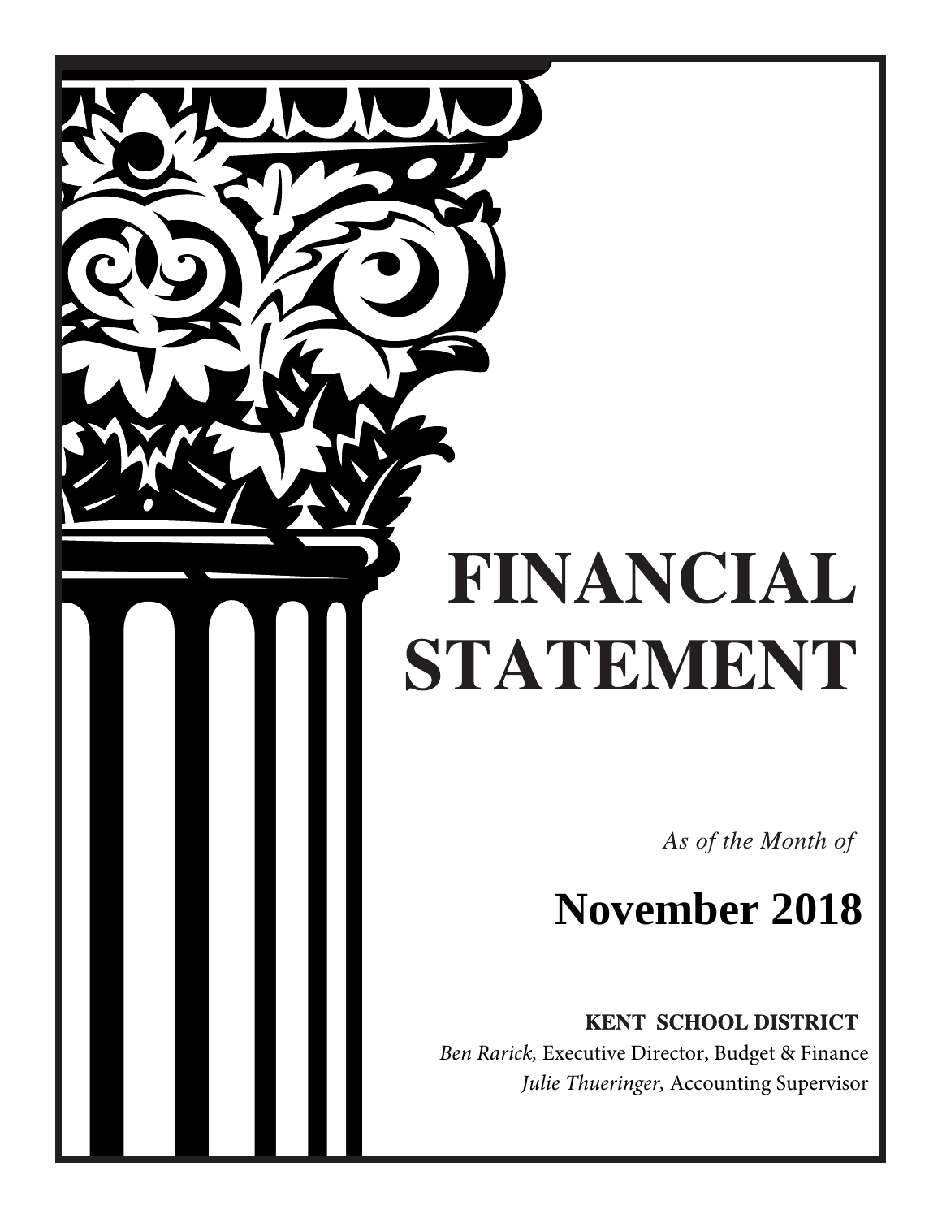# FINANCIAL STATEMENT

*As of the Month of*

## November 2018

**KENT SCHOOL DISTRICT**

*Ben Rarick,* Executive Director, Budget & Finance

*Julie Thueringer,* Accounting Supervisor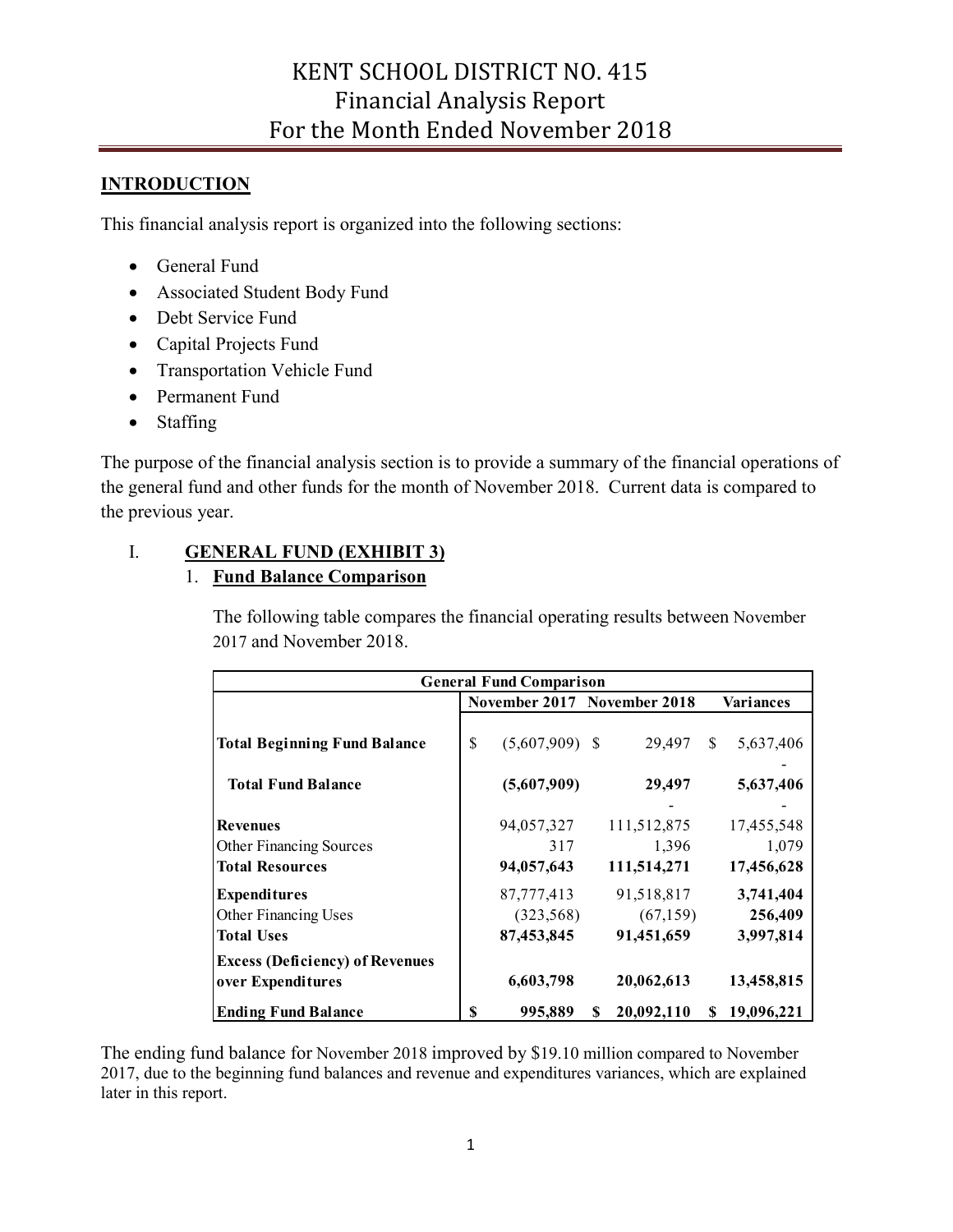# KENT SCHOOL DISTRICT NO. 415
# Financial Analysis Report
# For the Month Ended November 2018

## INTRODUCTION

This financial analysis report is organized into the following sections:

- General Fund
- Associated Student Body Fund
- Debt Service Fund
- Capital Projects Fund
- Transportation Vehicle Fund
- Permanent Fund
- Staffing

The purpose of the financial analysis section is to provide a summary of the financial operations of the general fund and other funds for the month of November 2018. Current data is compared to the previous year.

## I. GENERAL FUND (EXHIBIT 3)

### 1. Fund Balance Comparison

The following table compares the financial operating results between November 2017 and November 2018.

| General Fund Comparison | | | |
|---|---|---|---|
| | November 2017 | November 2018 | Variances |
| **Total Beginning Fund Balance** | $ (5,607,909) | $ 29,497 | $ 5,637,406 |
| **Total Fund Balance** | **(5,607,909)** | **29,497** | **5,637,406** |
| **Revenues** | 94,057,327 | 111,512,875 | 17,455,548 |
| Other Financing Sources | 317 | 1,396 | 1,079 |
| **Total Resources** | **94,057,643** | **111,514,271** | **17,456,628** |
| **Expenditures** | 87,777,413 | 91,518,817 | **3,741,404** |
| Other Financing Uses | (323,568) | (67,159) | **256,409** |
| **Total Uses** | **87,453,845** | **91,451,659** | **3,997,814** |
| **Excess (Deficiency) of Revenues over Expenditures** | **6,603,798** | **20,062,613** | **13,458,815** |
| **Ending Fund Balance** | **$ 995,889** | **$ 20,092,110** | **$ 19,096,221** |

The ending fund balance for November 2018 improved by $19.10 million compared to November 2017, due to the beginning fund balances and revenue and expenditures variances, which are explained later in this report.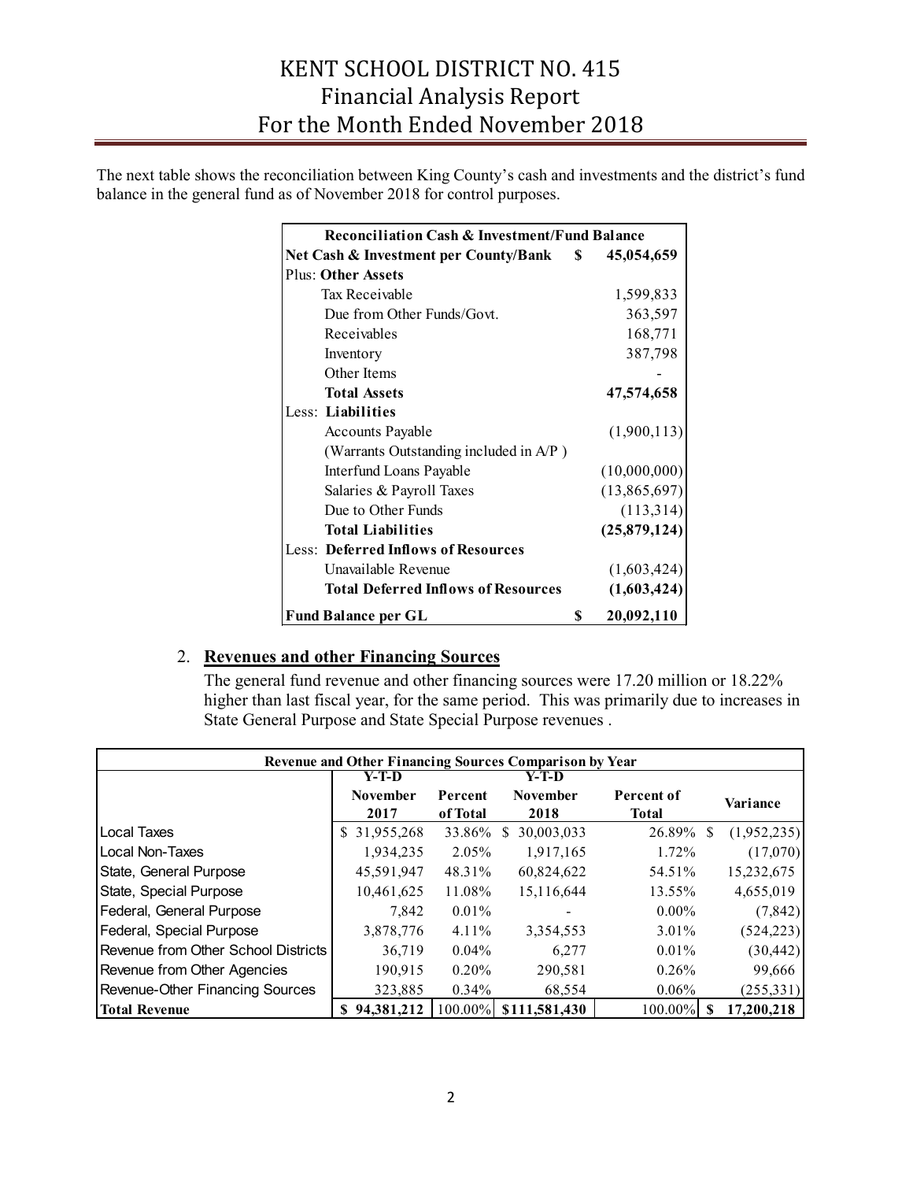The next table shows the reconciliation between King County's cash and investments and the district's fund balance in the general fund as of November 2018 for control purposes.

| Reconciliation Cash & Investment/Fund Balance | |
|---|---|
| **Net Cash & Investment per County/Bank** | **$ 45,054,659** |
| Plus: **Other Assets** | |
| Tax Receivable | 1,599,833 |
| Due from Other Funds/Govt. | 363,597 |
| Receivables | 168,771 |
| Inventory | 387,798 |
| Other Items | - |
| **Total Assets** | **47,574,658** |
| Less: **Liabilities** | |
| Accounts Payable | (1,900,113) |
| (Warrants Outstanding included in A/P ) | |
| Interfund Loans Payable | (10,000,000) |
| Salaries & Payroll Taxes | (13,865,697) |
| Due to Other Funds | (113,314) |
| **Total Liabilities** | **(25,879,124)** |
| Less: **Deferred Inflows of Resources** | |
| Unavailable Revenue | (1,603,424) |
| **Total Deferred Inflows of Resources** | **(1,603,424)** |
| **Fund Balance per GL** | **$ 20,092,110** |

2. **Revenues and other Financing Sources**

   The general fund revenue and other financing sources were 17.20 million or 18.22% higher than last fiscal year, for the same period. This was primarily due to increases in State General Purpose and State Special Purpose revenues .

| Revenue and Other Financing Sources Comparison by Year | | | | | |
|---|---|---|---|---|---|
| | Y-T-D November 2017 | Percent of Total | Y-T-D November 2018 | Percent of Total | Variance |
| Local Taxes | $ 31,955,268 | 33.86% | $ 30,003,033 | 26.89% | $ (1,952,235) |
| Local Non-Taxes | 1,934,235 | 2.05% | 1,917,165 | 1.72% | (17,070) |
| State, General Purpose | 45,591,947 | 48.31% | 60,824,622 | 54.51% | 15,232,675 |
| State, Special Purpose | 10,461,625 | 11.08% | 15,116,644 | 13.55% | 4,655,019 |
| Federal, General Purpose | 7,842 | 0.01% | - | 0.00% | (7,842) |
| Federal, Special Purpose | 3,878,776 | 4.11% | 3,354,553 | 3.01% | (524,223) |
| Revenue from Other School Districts | 36,719 | 0.04% | 6,277 | 0.01% | (30,442) |
| Revenue from Other Agencies | 190,915 | 0.20% | 290,581 | 0.26% | 99,666 |
| Revenue-Other Financing Sources | 323,885 | 0.34% | 68,554 | 0.06% | (255,331) |
| **Total Revenue** | **$ 94,381,212** | 100.00% | **$111,581,430** | 100.00% | **$ 17,200,218** |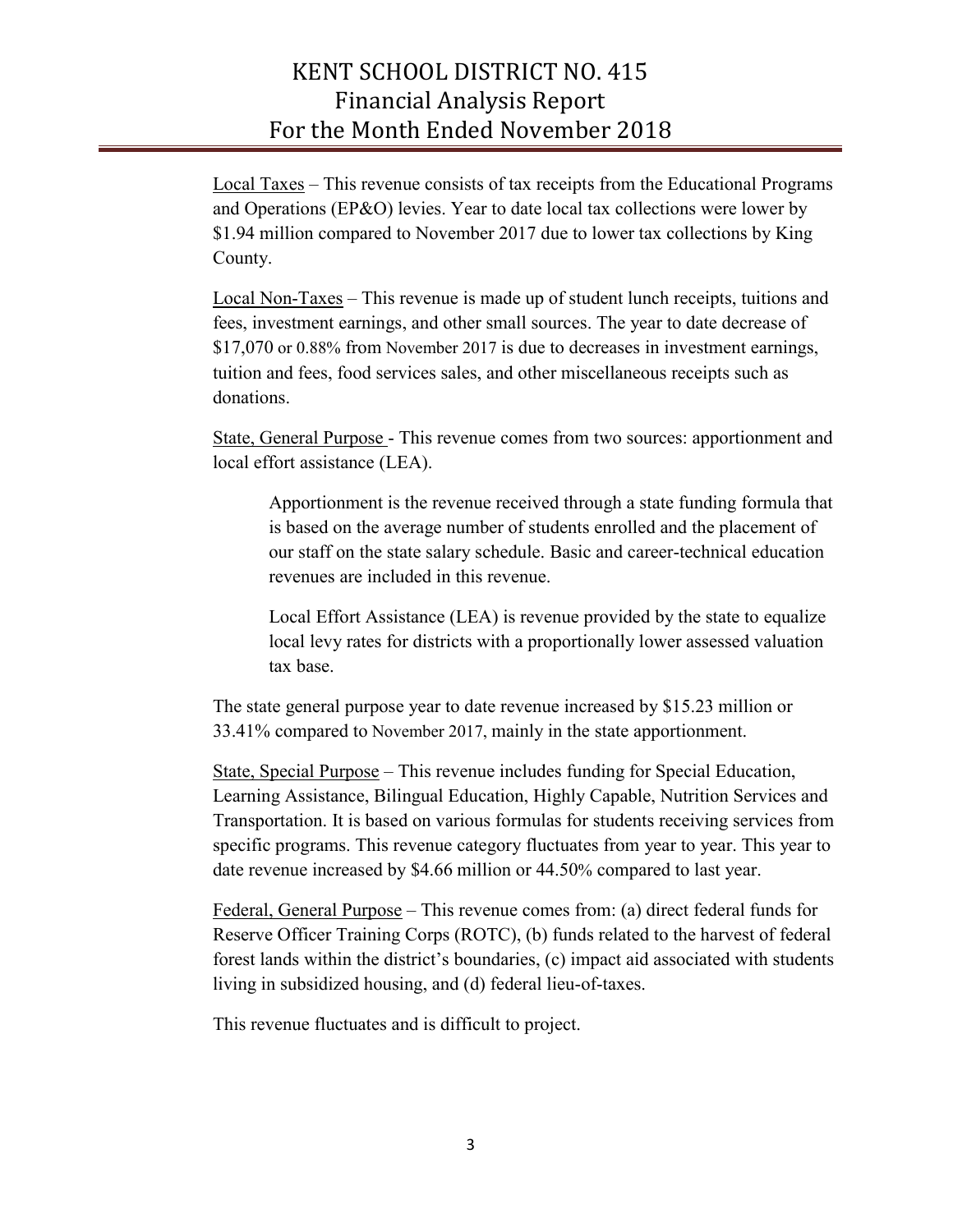Local Taxes – This revenue consists of tax receipts from the Educational Programs and Operations (EP&O) levies. Year to date local tax collections were lower by $1.94 million compared to November 2017 due to lower tax collections by King County.

Local Non-Taxes – This revenue is made up of student lunch receipts, tuitions and fees, investment earnings, and other small sources. The year to date decrease of $17,070 or 0.88% from November 2017 is due to decreases in investment earnings, tuition and fees, food services sales, and other miscellaneous receipts such as donations.

State, General Purpose - This revenue comes from two sources: apportionment and local effort assistance (LEA).

> Apportionment is the revenue received through a state funding formula that is based on the average number of students enrolled and the placement of our staff on the state salary schedule. Basic and career-technical education revenues are included in this revenue.
>
> Local Effort Assistance (LEA) is revenue provided by the state to equalize local levy rates for districts with a proportionally lower assessed valuation tax base.

The state general purpose year to date revenue increased by $15.23 million or 33.41% compared to November 2017, mainly in the state apportionment.

State, Special Purpose – This revenue includes funding for Special Education, Learning Assistance, Bilingual Education, Highly Capable, Nutrition Services and Transportation. It is based on various formulas for students receiving services from specific programs. This revenue category fluctuates from year to year. This year to date revenue increased by $4.66 million or 44.50% compared to last year.

Federal, General Purpose – This revenue comes from: (a) direct federal funds for Reserve Officer Training Corps (ROTC), (b) funds related to the harvest of federal forest lands within the district's boundaries, (c) impact aid associated with students living in subsidized housing, and (d) federal lieu-of-taxes.

This revenue fluctuates and is difficult to project.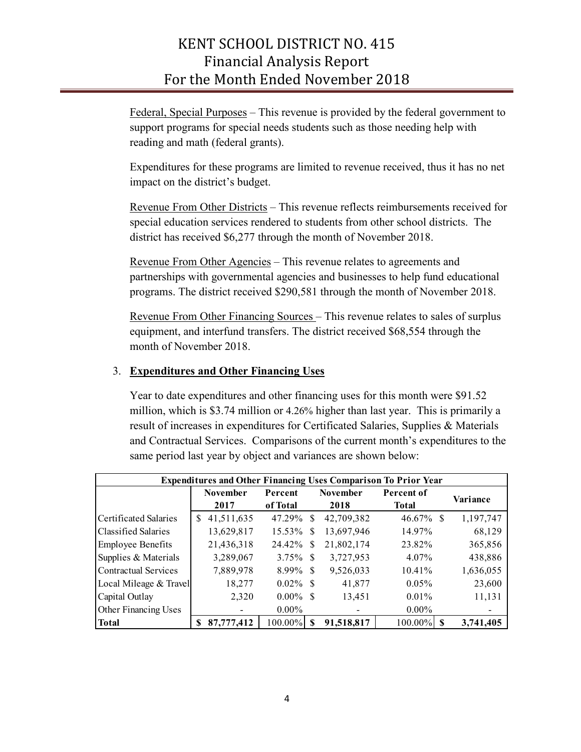Federal, Special Purposes – This revenue is provided by the federal government to support programs for special needs students such as those needing help with reading and math (federal grants).

Expenditures for these programs are limited to revenue received, thus it has no net impact on the district's budget.

Revenue From Other Districts – This revenue reflects reimbursements received for special education services rendered to students from other school districts. The district has received $6,277 through the month of November 2018.

Revenue From Other Agencies – This revenue relates to agreements and partnerships with governmental agencies and businesses to help fund educational programs. The district received $290,581 through the month of November 2018.

Revenue From Other Financing Sources – This revenue relates to sales of surplus equipment, and interfund transfers. The district received $68,554 through the month of November 2018.

3. **Expenditures and Other Financing Uses**

Year to date expenditures and other financing uses for this month were $91.52 million, which is $3.74 million or 4.26% higher than last year. This is primarily a result of increases in expenditures for Certificated Salaries, Supplies & Materials and Contractual Services. Comparisons of the current month's expenditures to the same period last year by object and variances are shown below:

| Expenditures and Other Financing Uses Comparison To Prior Year | | | | | |
|---|---|---|---|---|---|
| | November 2017 | Percent of Total | November 2018 | Percent of Total | Variance |
| Certificated Salaries | $ 41,511,635 | 47.29% | $ 42,709,382 | 46.67% | $ 1,197,747 |
| Classified Salaries | 13,629,817 | 15.53% | $ 13,697,946 | 14.97% | 68,129 |
| Employee Benefits | 21,436,318 | 24.42% | $ 21,802,174 | 23.82% | 365,856 |
| Supplies & Materials | 3,289,067 | 3.75% | $ 3,727,953 | 4.07% | 438,886 |
| Contractual Services | 7,889,978 | 8.99% | $ 9,526,033 | 10.41% | 1,636,055 |
| Local Mileage & Travel | 18,277 | 0.02% | $ 41,877 | 0.05% | 23,600 |
| Capital Outlay | 2,320 | 0.00% | $ 13,451 | 0.01% | 11,131 |
| Other Financing Uses | - | 0.00% | - | 0.00% | - |
| **Total** | **$ 87,777,412** | 100.00% | **$ 91,518,817** | 100.00% | **$ 3,741,405** |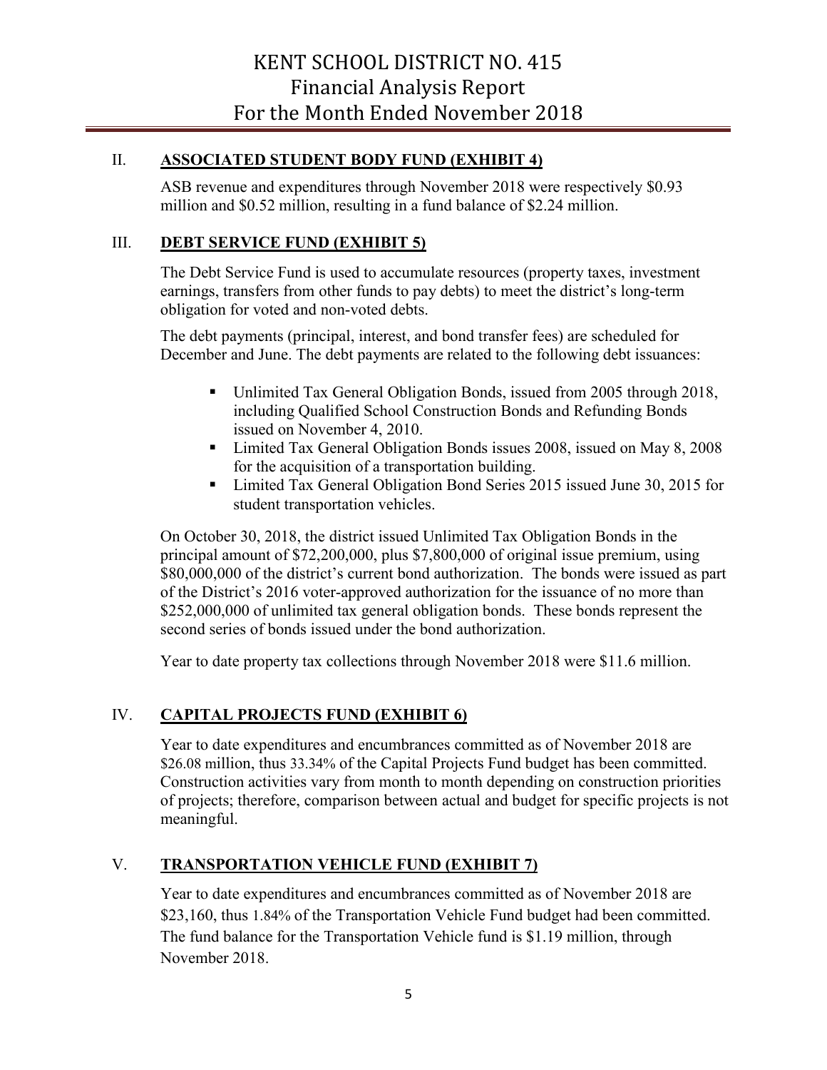## II. ASSOCIATED STUDENT BODY FUND (EXHIBIT 4)

ASB revenue and expenditures through November 2018 were respectively $0.93 million and $0.52 million, resulting in a fund balance of $2.24 million.

## III. DEBT SERVICE FUND (EXHIBIT 5)

The Debt Service Fund is used to accumulate resources (property taxes, investment earnings, transfers from other funds to pay debts) to meet the district's long-term obligation for voted and non-voted debts.

The debt payments (principal, interest, and bond transfer fees) are scheduled for December and June. The debt payments are related to the following debt issuances:

- Unlimited Tax General Obligation Bonds, issued from 2005 through 2018, including Qualified School Construction Bonds and Refunding Bonds issued on November 4, 2010.
- Limited Tax General Obligation Bonds issues 2008, issued on May 8, 2008 for the acquisition of a transportation building.
- Limited Tax General Obligation Bond Series 2015 issued June 30, 2015 for student transportation vehicles.

On October 30, 2018, the district issued Unlimited Tax Obligation Bonds in the principal amount of $72,200,000, plus $7,800,000 of original issue premium, using $80,000,000 of the district's current bond authorization. The bonds were issued as part of the District's 2016 voter-approved authorization for the issuance of no more than $252,000,000 of unlimited tax general obligation bonds. These bonds represent the second series of bonds issued under the bond authorization.

Year to date property tax collections through November 2018 were $11.6 million.

## IV. CAPITAL PROJECTS FUND (EXHIBIT 6)

Year to date expenditures and encumbrances committed as of November 2018 are $26.08 million, thus 33.34% of the Capital Projects Fund budget has been committed. Construction activities vary from month to month depending on construction priorities of projects; therefore, comparison between actual and budget for specific projects is not meaningful.

## V. TRANSPORTATION VEHICLE FUND (EXHIBIT 7)

Year to date expenditures and encumbrances committed as of November 2018 are $23,160, thus 1.84% of the Transportation Vehicle Fund budget had been committed. The fund balance for the Transportation Vehicle fund is $1.19 million, through November 2018.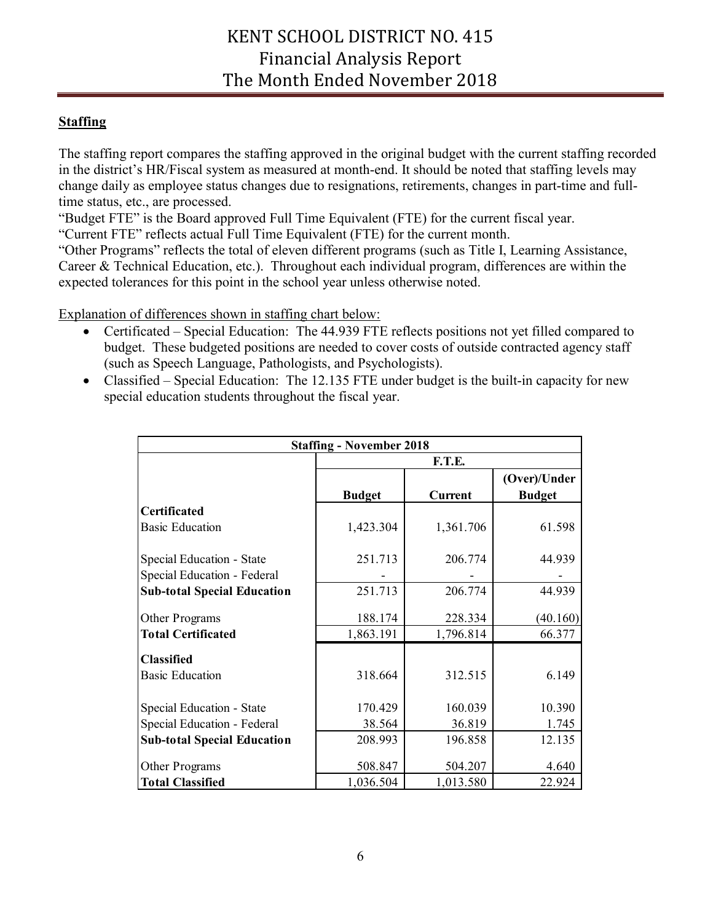## Staffing

The staffing report compares the staffing approved in the original budget with the current staffing recorded in the district's HR/Fiscal system as measured at month-end. It should be noted that staffing levels may change daily as employee status changes due to resignations, retirements, changes in part-time and full-time status, etc., are processed.

"Budget FTE" is the Board approved Full Time Equivalent (FTE) for the current fiscal year.

"Current FTE" reflects actual Full Time Equivalent (FTE) for the current month.

"Other Programs" reflects the total of eleven different programs (such as Title I, Learning Assistance, Career & Technical Education, etc.). Throughout each individual program, differences are within the expected tolerances for this point in the school year unless otherwise noted.

Explanation of differences shown in staffing chart below:

- Certificated – Special Education: The 44.939 FTE reflects positions not yet filled compared to budget. These budgeted positions are needed to cover costs of outside contracted agency staff (such as Speech Language, Pathologists, and Psychologists).
- Classified – Special Education: The 12.135 FTE under budget is the built-in capacity for new special education students throughout the fiscal year.

| Staffing - November 2018 | | | |
|---|---|---|---|
| | F.T.E. | | |
| | Budget | Current | (Over)/Under Budget |
| **Certificated** | | | |
| Basic Education | 1,423.304 | 1,361.706 | 61.598 |
| Special Education - State | 251.713 | 206.774 | 44.939 |
| Special Education - Federal | - | - | - |
| **Sub-total Special Education** | 251.713 | 206.774 | 44.939 |
| Other Programs | 188.174 | 228.334 | (40.160) |
| **Total Certificated** | 1,863.191 | 1,796.814 | 66.377 |
| **Classified** | | | |
| Basic Education | 318.664 | 312.515 | 6.149 |
| Special Education - State | 170.429 | 160.039 | 10.390 |
| Special Education - Federal | 38.564 | 36.819 | 1.745 |
| **Sub-total Special Education** | 208.993 | 196.858 | 12.135 |
| Other Programs | 508.847 | 504.207 | 4.640 |
| **Total Classified** | 1,036.504 | 1,013.580 | 22.924 |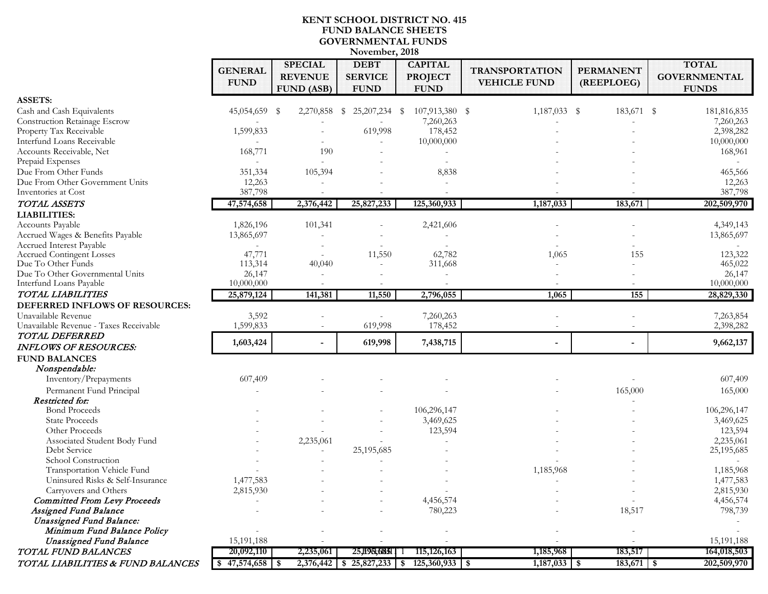# KENT SCHOOL DISTRICT NO. 415
## FUND BALANCE SHEETS
## GOVERNMENTAL FUNDS
### November, 2018

| | GENERAL FUND | SPECIAL REVENUE FUND (ASB) | DEBT SERVICE FUND | CAPITAL PROJECT FUND | TRANSPORTATION VEHICLE FUND | PERMANENT (REEPLOEG) | TOTAL GOVERNMENTAL FUNDS |
|---|---|---|---|---|---|---|---|
| **ASSETS:** | | | | | | | |
| Cash and Cash Equivalents | 45,054,659 | $ 2,270,858 | $ 25,207,234 | $ 107,913,380 | $ 1,187,033 | $ 183,671 | $ 181,816,835 |
| Construction Retainage Escrow | - | - | - | 7,260,263 | - | - | 7,260,263 |
| Property Tax Receivable | 1,599,833 | - | 619,998 | 178,452 | - | - | 2,398,282 |
| Interfund Loans Receivable | - | - | - | 10,000,000 | - | - | 10,000,000 |
| Accounts Receivable, Net | 168,771 | 190 | - | - | - | - | 168,961 |
| Prepaid Expenses | - | - | - | - | - | - | - |
| Due From Other Funds | 351,334 | 105,394 | - | 8,838 | - | - | 465,566 |
| Due From Other Government Units | 12,263 | - | - | - | - | - | 12,263 |
| Inventories at Cost | 387,798 | - | - | - | - | - | 387,798 |
| ***TOTAL ASSETS*** | **47,574,658** | **2,376,442** | **25,827,233** | **125,360,933** | **1,187,033** | **183,671** | **202,509,970** |
| **LIABILITIES:** | | | | | | | |
| Accounts Payable | 1,826,196 | 101,341 | - | 2,421,606 | - | - | 4,349,143 |
| Accrued Wages & Benefits Payable | 13,865,697 | - | - | - | - | - | 13,865,697 |
| Accrued Interest Payable | - | - | - | - | - | - | - |
| Accrued Contingent Losses | 47,771 | - | 11,550 | 62,782 | 1,065 | 155 | 123,322 |
| Due To Other Funds | 113,314 | 40,040 | - | 311,668 | - | - | 465,022 |
| Due To Other Governmental Units | 26,147 | - | - | - | - | - | 26,147 |
| Interfund Loans Payable | 10,000,000 | - | - | - | - | - | 10,000,000 |
| ***TOTAL LIABILITIES*** | **25,879,124** | **141,381** | **11,550** | **2,796,055** | **1,065** | **155** | **28,829,330** |
| **DEFERRED INFLOWS OF RESOURCES:** | | | | | | | |
| Unavailable Revenue | 3,592 | - | - | 7,260,263 | - | - | 7,263,854 |
| Unavailable Revenue - Taxes Receivable | 1,599,833 | - | 619,998 | 178,452 | - | - | 2,398,282 |
| ***TOTAL DEFERRED INFLOWS OF RESOURCES:*** | **1,603,424** | **-** | **619,998** | **7,438,715** | **-** | **-** | **9,662,137** |
| **FUND BALANCES** | | | | | | | |
| ***Nonspendable:*** | | | | | | | |
| Inventory/Prepayments | 607,409 | - | - | - | - | - | 607,409 |
| Permanent Fund Principal | - | - | - | - | - | 165,000 | 165,000 |
| ***Restricted for:*** | | | | | | - | |
| Bond Proceeds | - | - | - | 106,296,147 | - | - | 106,296,147 |
| State Proceeds | - | - | - | 3,469,625 | - | - | 3,469,625 |
| Other Proceeds | - | - | - | 123,594 | - | - | 123,594 |
| Associated Student Body Fund | - | 2,235,061 | - | - | - | - | 2,235,061 |
| Debt Service | - | - | 25,195,685 | - | - | - | 25,195,685 |
| School Construction | - | - | - | - | - | - | - |
| Transportation Vehicle Fund | - | - | - | - | 1,185,968 | - | 1,185,968 |
| Uninsured Risks & Self-Insurance | 1,477,583 | - | - | - | - | - | 1,477,583 |
| Carryovers and Others | 2,815,930 | - | - | - | - | - | 2,815,930 |
| ***Committed From Levy Proceeds*** | - | - | - | 4,456,574 | - | - | 4,456,574 |
| ***Assigned Fund Balance*** | - | - | - | 780,223 | - | 18,517 | 798,739 |
| ***Unassigned Fund Balance:*** | | | | | | | - |
| ***Minimum Fund Balance Policy*** | - | - | - | - | - | - | - |
| ***Unassigned Fund Balance*** | 15,191,188 | - | - | - | - | - | 15,191,188 |
| ***TOTAL FUND BALANCES*** | **20,092,110** | **2,235,061** | **25,195,685** | **115,126,163** | **1,185,968** | **183,517** | **164,018,503** |
| ***TOTAL LIABILITIES & FUND BALANCES*** | **$ 47,574,658** | **$ 2,376,442** | **$ 25,827,233** | **$ 125,360,933** | **$ 1,187,033** | **$ 183,671** | **$ 202,509,970** |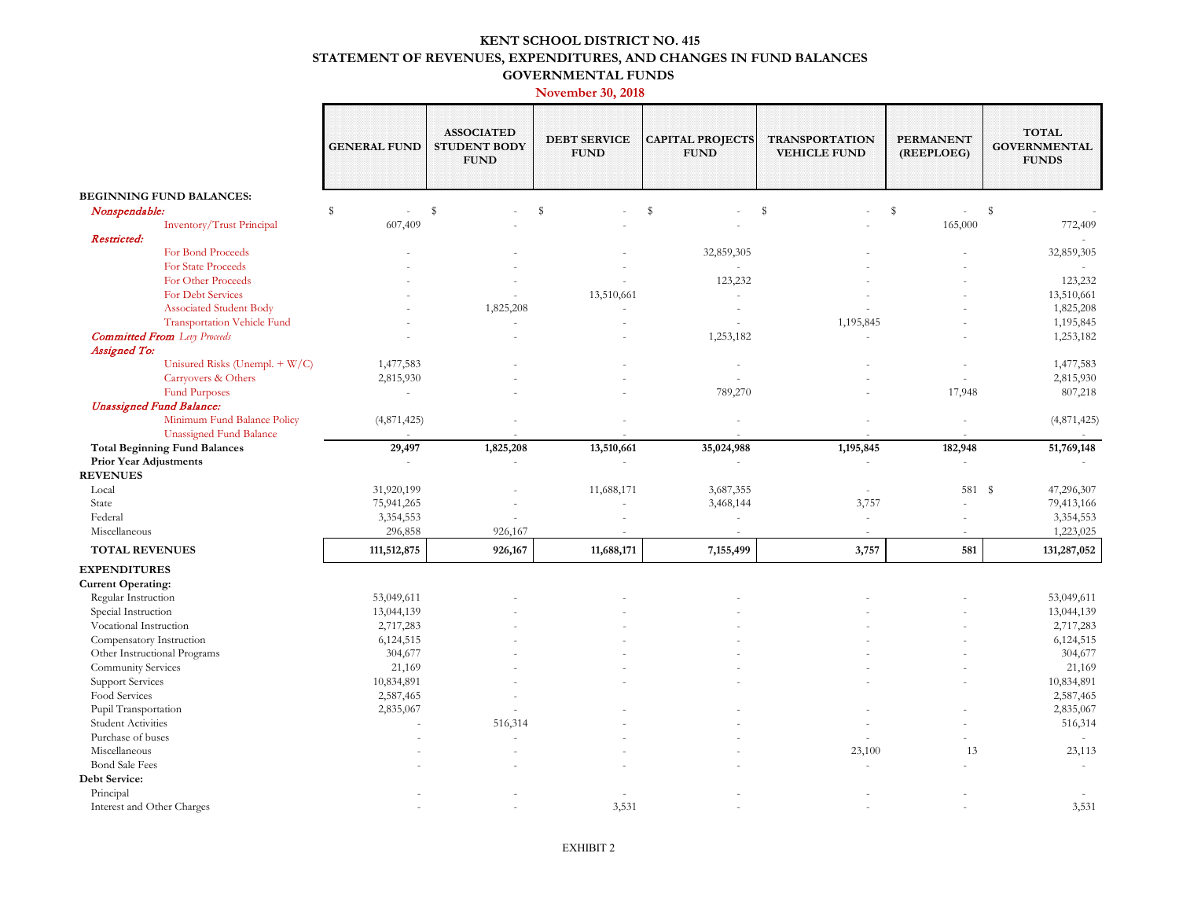# KENT SCHOOL DISTRICT NO. 415
## STATEMENT OF REVENUES, EXPENDITURES, AND CHANGES IN FUND BALANCES
## GOVERNMENTAL FUNDS
### November 30, 2018

| | GENERAL FUND | ASSOCIATED STUDENT BODY FUND | DEBT SERVICE FUND | CAPITAL PROJECTS FUND | TRANSPORTATION VEHICLE FUND | PERMANENT (REEPLOEG) | TOTAL GOVERNMENTAL FUNDS |
|---|---|---|---|---|---|---|---|
| **BEGINNING FUND BALANCES:** | | | | | | | |
| ***Nonspendable:*** | $ - | $ - | $ - | $ - | $ - | $ - | $ - |
| Inventory/Trust Principal | 607,409 | - | - | - | - | 165,000 | 772,409 |
| ***Restricted:*** | | | | | | | - |
| For Bond Proceeds | - | - | - | 32,859,305 | - | - | 32,859,305 |
| For State Proceeds | - | - | - | - | - | - | - |
| For Other Proceeds | - | - | - | 123,232 | - | - | 123,232 |
| For Debt Services | - | - | 13,510,661 | - | - | - | 13,510,661 |
| Associated Student Body | - | 1,825,208 | - | - | - | - | 1,825,208 |
| Transportation Vehicle Fund | - | - | - | - | 1,195,845 | - | 1,195,845 |
| ***Committed From*** *Levy Proceeds* | - | - | - | 1,253,182 | - | - | 1,253,182 |
| ***Assigned To:*** | | | | | | | |
| Unisured Risks (Unempl. + W/C) | 1,477,583 | - | - | - | - | - | 1,477,583 |
| Carryovers & Others | 2,815,930 | - | - | - | - | - | 2,815,930 |
| Fund Purposes | - | - | - | 789,270 | - | 17,948 | 807,218 |
| ***Unassigned Fund Balance:*** | | | | | | | |
| Minimum Fund Balance Policy | (4,871,425) | - | - | - | - | - | (4,871,425) |
| Unassigned Fund Balance | - | - | - | - | - | - | - |
| **Total Beginning Fund Balances** | **29,497** | **1,825,208** | **13,510,661** | **35,024,988** | **1,195,845** | **182,948** | **51,769,148** |
| **Prior Year Adjustments** | - | - | - | - | - | - | - |
| **REVENUES** | | | | | | | |
| Local | 31,920,199 | - | 11,688,171 | 3,687,355 | - | 581 | $ 47,296,307 |
| State | 75,941,265 | - | - | 3,468,144 | 3,757 | - | 79,413,166 |
| Federal | 3,354,553 | - | - | - | - | - | 3,354,553 |
| Miscellaneous | 296,858 | 926,167 | - | - | - | - | 1,223,025 |
| **TOTAL REVENUES** | **111,512,875** | **926,167** | **11,688,171** | **7,155,499** | **3,757** | **581** | **131,287,052** |
| **EXPENDITURES** | | | | | | | |
| **Current Operating:** | | | | | | | |
| Regular Instruction | 53,049,611 | - | - | - | - | - | 53,049,611 |
| Special Instruction | 13,044,139 | - | - | - | - | - | 13,044,139 |
| Vocational Instruction | 2,717,283 | - | - | - | - | - | 2,717,283 |
| Compensatory Instruction | 6,124,515 | - | - | - | - | - | 6,124,515 |
| Other Instructional Programs | 304,677 | - | - | - | - | - | 304,677 |
| Community Services | 21,169 | - | - | - | - | - | 21,169 |
| Support Services | 10,834,891 | - | - | - | - | - | 10,834,891 |
| Food Services | 2,587,465 | - | | | | | 2,587,465 |
| Pupil Transportation | 2,835,067 | - | - | - | - | - | 2,835,067 |
| Student Activities | - | 516,314 | - | - | - | - | 516,314 |
| Purchase of buses | - | - | - | - | - | - | - |
| Miscellaneous | - | - | - | - | 23,100 | 13 | 23,113 |
| Bond Sale Fees | - | - | - | - | - | - | - |
| **Debt Service:** | | | | | | | |
| Principal | - | - | - | - | - | - | - |
| Interest and Other Charges | - | - | 3,531 | - | - | - | 3,531 |

EXHIBIT 2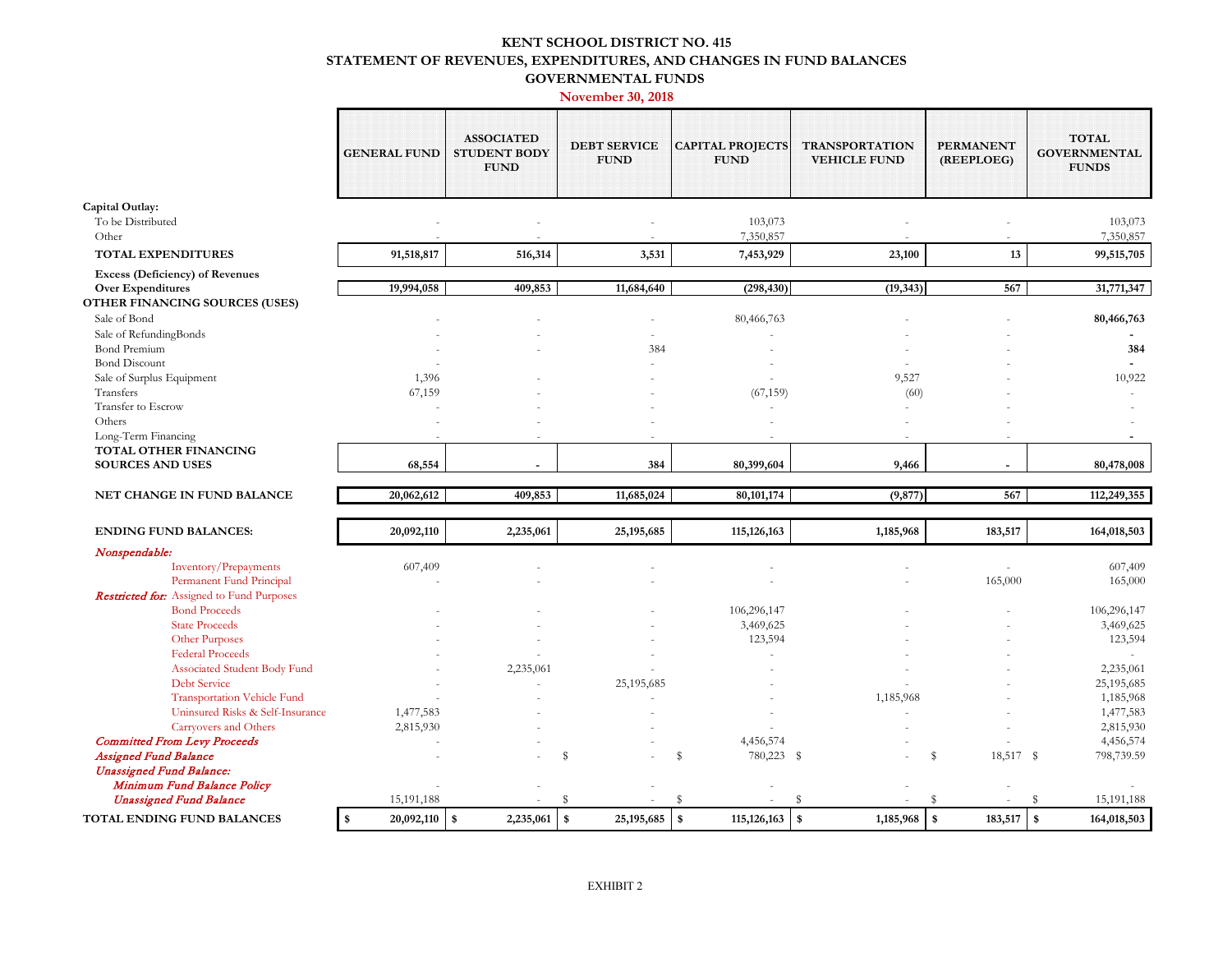# KENT SCHOOL DISTRICT NO. 415
## STATEMENT OF REVENUES, EXPENDITURES, AND CHANGES IN FUND BALANCES
## GOVERNMENTAL FUNDS
### November 30, 2018

| | GENERAL FUND | ASSOCIATED STUDENT BODY FUND | DEBT SERVICE FUND | CAPITAL PROJECTS FUND | TRANSPORTATION VEHICLE FUND | PERMANENT (REEPLOEG) | TOTAL GOVERNMENTAL FUNDS |
|---|---|---|---|---|---|---|---|
| **Capital Outlay:** | | | | | | | |
| To be Distributed | - | - | - | 103,073 | - | - | 103,073 |
| Other | - | - | - | 7,350,857 | - | - | 7,350,857 |
| **TOTAL EXPENDITURES** | **91,518,817** | **516,314** | **3,531** | **7,453,929** | **23,100** | **13** | **99,515,705** |
| **Excess (Deficiency) of Revenues Over Expenditures** | **19,994,058** | **409,853** | **11,684,640** | **(298,430)** | **(19,343)** | **567** | **31,771,347** |
| **OTHER FINANCING SOURCES (USES)** | | | | | | | |
| Sale of Bond | - | - | - | 80,466,763 | - | - | **80,466,763** |
| Sale of RefundingBonds | - | - | - | - | - | - | **-** |
| Bond Premium | - | - | 384 | - | - | - | **384** |
| Bond Discount | - | - | - | - | - | - | **-** |
| Sale of Surplus Equipment | 1,396 | - | - | - | 9,527 | - | 10,922 |
| Transfers | 67,159 | - | - | (67,159) | (60) | - | - |
| Transfer to Escrow | - | - | - | - | - | - | - |
| Others | - | - | - | - | - | - | - |
| Long-Term Financing | - | - | - | - | - | - | **-** |
| **TOTAL OTHER FINANCING SOURCES AND USES** | **68,554** | **-** | **384** | **80,399,604** | **9,466** | **-** | **80,478,008** |
| **NET CHANGE IN FUND BALANCE** | **20,062,612** | **409,853** | **11,685,024** | **80,101,174** | **(9,877)** | **567** | **112,249,355** |
| **ENDING FUND BALANCES:** | **20,092,110** | **2,235,061** | **25,195,685** | **115,126,163** | **1,185,968** | **183,517** | **164,018,503** |
| ***Nonspendable:*** | | | | | | | |
| Inventory/Prepayments | 607,409 | - | - | - | - | - | 607,409 |
| Permanent Fund Principal | - | - | - | - | - | 165,000 | 165,000 |
| ***Restricted for:*** Assigned to Fund Purposes | | | | | | | |
| Bond Proceeds | - | - | - | 106,296,147 | - | - | 106,296,147 |
| State Proceeds | - | - | - | 3,469,625 | - | - | 3,469,625 |
| Other Purposes | - | - | - | 123,594 | - | - | 123,594 |
| Federal Proceeds | - | - | - | - | - | - | - |
| Associated Student Body Fund | - | 2,235,061 | - | - | - | - | 2,235,061 |
| Debt Service | - | - | 25,195,685 | - | - | - | 25,195,685 |
| Transportation Vehicle Fund | - | - | - | - | 1,185,968 | - | 1,185,968 |
| Uninsured Risks & Self-Insurance | 1,477,583 | - | - | - | - | - | 1,477,583 |
| Carryovers and Others | 2,815,930 | - | - | - | - | - | 2,815,930 |
| ***Committed From Levy Proceeds*** | - | - | - | 4,456,574 | - | - | 4,456,574 |
| ***Assigned Fund Balance*** | - | - | $ - | $ 780,223 | $ - | $ 18,517 | $ 798,739.59 |
| ***Unassigned Fund Balance:*** | | | | | | | |
| ***Minimum Fund Balance Policy*** | - | - | - | - | - | - | - |
| ***Unassigned Fund Balance*** | 15,191,188 | - | $ - | $ - | $ - | $ - | $ 15,191,188 |
| **TOTAL ENDING FUND BALANCES** | **$ 20,092,110** | **$ 2,235,061** | **$ 25,195,685** | **$ 115,126,163** | **$ 1,185,968** | **$ 183,517** | **$ 164,018,503** |

EXHIBIT 2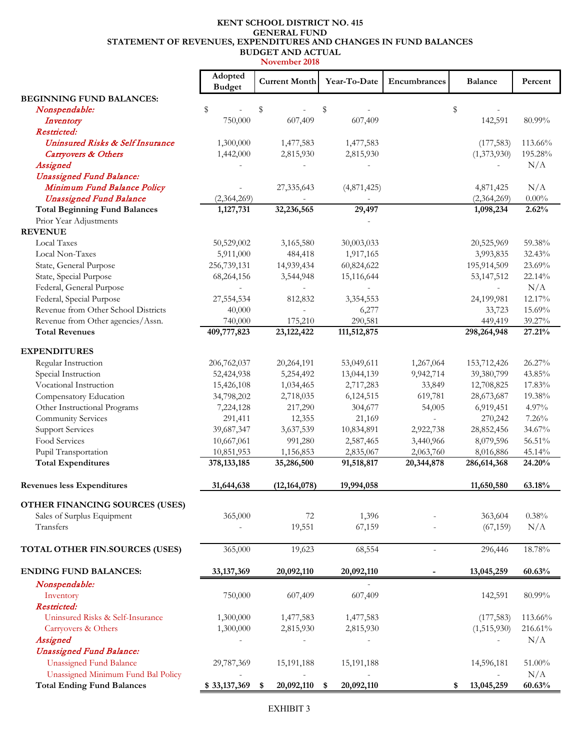# KENT SCHOOL DISTRICT NO. 415
## GENERAL FUND
## STATEMENT OF REVENUES, EXPENDITURES AND CHANGES IN FUND BALANCES
## BUDGET AND ACTUAL
**November 2018**

| | Adopted Budget | Current Month | Year-To-Date | Encumbrances | Balance | Percent |
|---|---|---|---|---|---|---|
| **BEGINNING FUND BALANCES:** | | | | | | |
| *Nonspendable:* | $ - | $ - | $ - | | $ - | |
| *Inventory* | 750,000 | 607,409 | 607,409 | | 142,591 | 80.99% |
| *Restricted:* | | | | | | |
| *Uninsured Risks & Self Insurance* | 1,300,000 | 1,477,583 | 1,477,583 | | (177,583) | 113.66% |
| *Carryovers & Others* | 1,442,000 | 2,815,930 | 2,815,930 | | (1,373,930) | 195.28% |
| *Assigned* | - | - | - | | - | N/A |
| *Unassigned Fund Balance:* | | | | | | |
| *Minimum Fund Balance Policy* | - | 27,335,643 | (4,871,425) | | 4,871,425 | N/A |
| *Unassigned Fund Balance* | (2,364,269) | - | - | | (2,364,269) | 0.00% |
| **Total Beginning Fund Balances** | **1,127,731** | **32,236,565** | **29,497** | | **1,098,234** | **2.62%** |
| Prior Year Adjustments | | | - | | | |
| **REVENUE** | | | | | | |
| Local Taxes | 50,529,002 | 3,165,580 | 30,003,033 | | 20,525,969 | 59.38% |
| Local Non-Taxes | 5,911,000 | 484,418 | 1,917,165 | | 3,993,835 | 32.43% |
| State, General Purpose | 256,739,131 | 14,939,434 | 60,824,622 | | 195,914,509 | 23.69% |
| State, Special Purpose | 68,264,156 | 3,544,948 | 15,116,644 | | 53,147,512 | 22.14% |
| Federal, General Purpose | - | - | - | | - | N/A |
| Federal, Special Purpose | 27,554,534 | 812,832 | 3,354,553 | | 24,199,981 | 12.17% |
| Revenue from Other School Districts | 40,000 | - | 6,277 | | 33,723 | 15.69% |
| Revenue from Other agencies/Assn. | 740,000 | 175,210 | 290,581 | | 449,419 | 39.27% |
| **Total Revenues** | **409,777,823** | **23,122,422** | **111,512,875** | | **298,264,948** | **27.21%** |
| **EXPENDITURES** | | | | | | |
| Regular Instruction | 206,762,037 | 20,264,191 | 53,049,611 | 1,267,064 | 153,712,426 | 26.27% |
| Special Instruction | 52,424,938 | 5,254,492 | 13,044,139 | 9,942,714 | 39,380,799 | 43.85% |
| Vocational Instruction | 15,426,108 | 1,034,465 | 2,717,283 | 33,849 | 12,708,825 | 17.83% |
| Compensatory Education | 34,798,202 | 2,718,035 | 6,124,515 | 619,781 | 28,673,687 | 19.38% |
| Other Instructional Programs | 7,224,128 | 217,290 | 304,677 | 54,005 | 6,919,451 | 4.97% |
| Community Services | 291,411 | 12,355 | 21,169 | - | 270,242 | 7.26% |
| Support Services | 39,687,347 | 3,637,539 | 10,834,891 | 2,922,738 | 28,852,456 | 34.67% |
| Food Services | 10,667,061 | 991,280 | 2,587,465 | 3,440,966 | 8,079,596 | 56.51% |
| Pupil Transportation | 10,851,953 | 1,156,853 | 2,835,067 | 2,063,760 | 8,016,886 | 45.14% |
| **Total Expenditures** | **378,133,185** | **35,286,500** | **91,518,817** | **20,344,878** | **286,614,368** | **24.20%** |
| **Revenues less Expenditures** | **31,644,638** | **(12,164,078)** | **19,994,058** | | **11,650,580** | **63.18%** |
| **OTHER FINANCING SOURCES (USES)** | | | | | | |
| Sales of Surplus Equipment | 365,000 | 72 | 1,396 | - | 363,604 | 0.38% |
| Transfers | - | 19,551 | 67,159 | - | (67,159) | N/A |
| **TOTAL OTHER FIN.SOURCES (USES)** | 365,000 | 19,623 | 68,554 | - | 296,446 | 18.78% |
| **ENDING FUND BALANCES:** | **33,137,369** | **20,092,110** | **20,092,110** | **-** | **13,045,259** | **60.63%** |
| *Nonspendable:* | | | - | | | |
| Inventory | 750,000 | 607,409 | 607,409 | | 142,591 | 80.99% |
| *Restricted:* | | | | | | |
| Uninsured Risks & Self-Insurance | 1,300,000 | 1,477,583 | 1,477,583 | | (177,583) | 113.66% |
| Carryovers & Others | 1,300,000 | 2,815,930 | 2,815,930 | | (1,515,930) | 216.61% |
| *Assigned* | - | - | - | | - | N/A |
| *Unassigned Fund Balance:* | | | | | | |
| Unassigned Fund Balance | 29,787,369 | 15,191,188 | 15,191,188 | | 14,596,181 | 51.00% |
| Unassigned Minimum Fund Bal Policy | - | - | - | | - | N/A |
| **Total Ending Fund Balances** | **$ 33,137,369** | **$ 20,092,110** | **$ 20,092,110** | | **$ 13,045,259** | **60.63%** |

EXHIBIT 3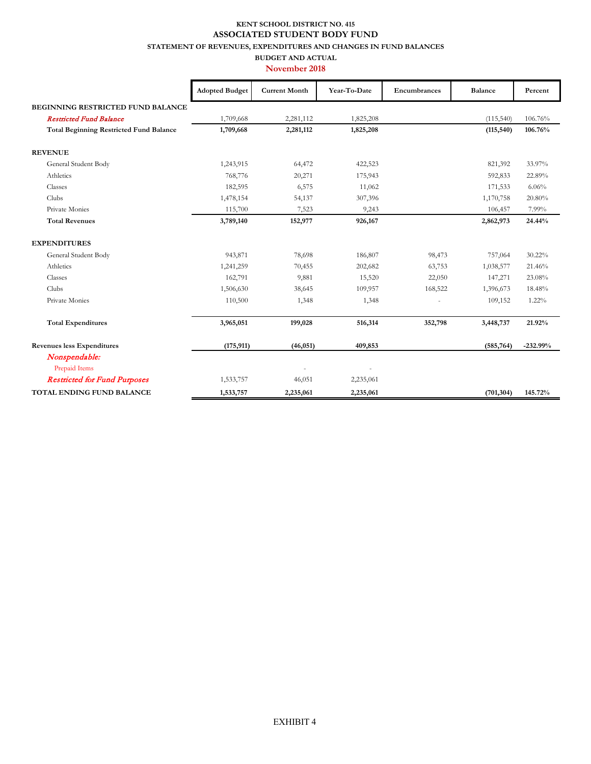**KENT SCHOOL DISTRICT NO. 415**

## ASSOCIATED STUDENT BODY FUND

**STATEMENT OF REVENUES, EXPENDITURES AND CHANGES IN FUND BALANCES**

**BUDGET AND ACTUAL**

**November 2018**

| | Adopted Budget | Current Month | Year-To-Date | Encumbrances | Balance | Percent |
|---|---|---|---|---|---|---|
| **BEGINNING RESTRICTED FUND BALANCE** | | | | | | |
| *Restricted Fund Balance* | 1,709,668 | 2,281,112 | 1,825,208 | | (115,540) | 106.76% |
| **Total Beginning Restricted Fund Balance** | **1,709,668** | **2,281,112** | **1,825,208** | | **(115,540)** | **106.76%** |
| **REVENUE** | | | | | | |
| General Student Body | 1,243,915 | 64,472 | 422,523 | | 821,392 | 33.97% |
| Athletics | 768,776 | 20,271 | 175,943 | | 592,833 | 22.89% |
| Classes | 182,595 | 6,575 | 11,062 | | 171,533 | 6.06% |
| Clubs | 1,478,154 | 54,137 | 307,396 | | 1,170,758 | 20.80% |
| Private Monies | 115,700 | 7,523 | 9,243 | | 106,457 | 7.99% |
| **Total Revenues** | **3,789,140** | **152,977** | **926,167** | | **2,862,973** | **24.44%** |
| **EXPENDITURES** | | | | | | |
| General Student Body | 943,871 | 78,698 | 186,807 | 98,473 | 757,064 | 30.22% |
| Athletics | 1,241,259 | 70,455 | 202,682 | 63,753 | 1,038,577 | 21.46% |
| Classes | 162,791 | 9,881 | 15,520 | 22,050 | 147,271 | 23.08% |
| Clubs | 1,506,630 | 38,645 | 109,957 | 168,522 | 1,396,673 | 18.48% |
| Private Monies | 110,500 | 1,348 | 1,348 | - | 109,152 | 1.22% |
| **Total Expenditures** | **3,965,051** | **199,028** | **516,314** | **352,798** | **3,448,737** | **21.92%** |
| **Revenues less Expenditures** | **(175,911)** | **(46,051)** | **409,853** | | **(585,764)** | **-232.99%** |
| *Nonspendable:* | | | | | | |
| Prepaid Items | | - | - | | | |
| *Restricted for Fund Purposes* | 1,533,757 | 46,051 | 2,235,061 | | | |
| **TOTAL ENDING FUND BALANCE** | **1,533,757** | **2,235,061** | **2,235,061** | | **(701,304)** | **145.72%** |

EXHIBIT 4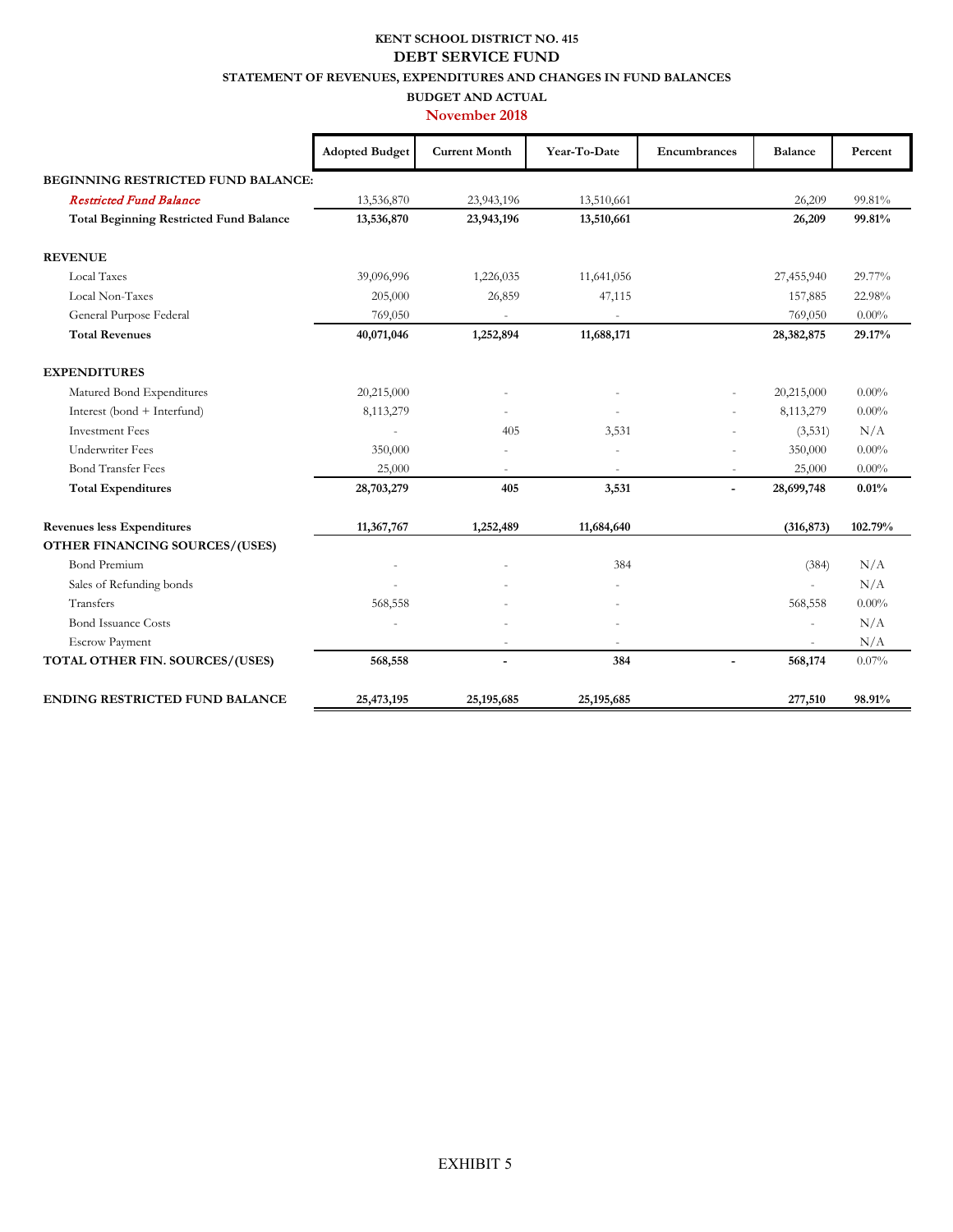# KENT SCHOOL DISTRICT NO. 415

## DEBT SERVICE FUND

### STATEMENT OF REVENUES, EXPENDITURES AND CHANGES IN FUND BALANCES

### BUDGET AND ACTUAL

### November 2018

| | Adopted Budget | Current Month | Year-To-Date | Encumbrances | Balance | Percent |
|---|---|---|---|---|---|---|
| **BEGINNING RESTRICTED FUND BALANCE:** | | | | | | |
| *Restricted Fund Balance* | 13,536,870 | 23,943,196 | 13,510,661 | | 26,209 | 99.81% |
| **Total Beginning Restricted Fund Balance** | **13,536,870** | **23,943,196** | **13,510,661** | | **26,209** | **99.81%** |
| **REVENUE** | | | | | | |
| Local Taxes | 39,096,996 | 1,226,035 | 11,641,056 | | 27,455,940 | 29.77% |
| Local Non-Taxes | 205,000 | 26,859 | 47,115 | | 157,885 | 22.98% |
| General Purpose Federal | 769,050 | - | - | | 769,050 | 0.00% |
| **Total Revenues** | **40,071,046** | **1,252,894** | **11,688,171** | | **28,382,875** | **29.17%** |
| **EXPENDITURES** | | | | | | |
| Matured Bond Expenditures | 20,215,000 | - | - | - | 20,215,000 | 0.00% |
| Interest (bond + Interfund) | 8,113,279 | - | - | - | 8,113,279 | 0.00% |
| Investment Fees | - | 405 | 3,531 | - | (3,531) | N/A |
| Underwriter Fees | 350,000 | - | - | - | 350,000 | 0.00% |
| Bond Transfer Fees | 25,000 | - | - | - | 25,000 | 0.00% |
| **Total Expenditures** | **28,703,279** | **405** | **3,531** | **-** | **28,699,748** | **0.01%** |
| **Revenues less Expenditures** | **11,367,767** | **1,252,489** | **11,684,640** | | **(316,873)** | **102.79%** |
| **OTHER FINANCING SOURCES/(USES)** | | | | | | |
| Bond Premium | - | - | 384 | | (384) | N/A |
| Sales of Refunding bonds | - | - | - | | - | N/A |
| Transfers | 568,558 | - | - | | 568,558 | 0.00% |
| Bond Issuance Costs | - | - | - | | - | N/A |
| Escrow Payment | | - | - | | - | N/A |
| **TOTAL OTHER FIN. SOURCES/(USES)** | **568,558** | **-** | **384** | **-** | **568,174** | 0.07% |
| **ENDING RESTRICTED FUND BALANCE** | **25,473,195** | **25,195,685** | **25,195,685** | | **277,510** | **98.91%** |

EXHIBIT 5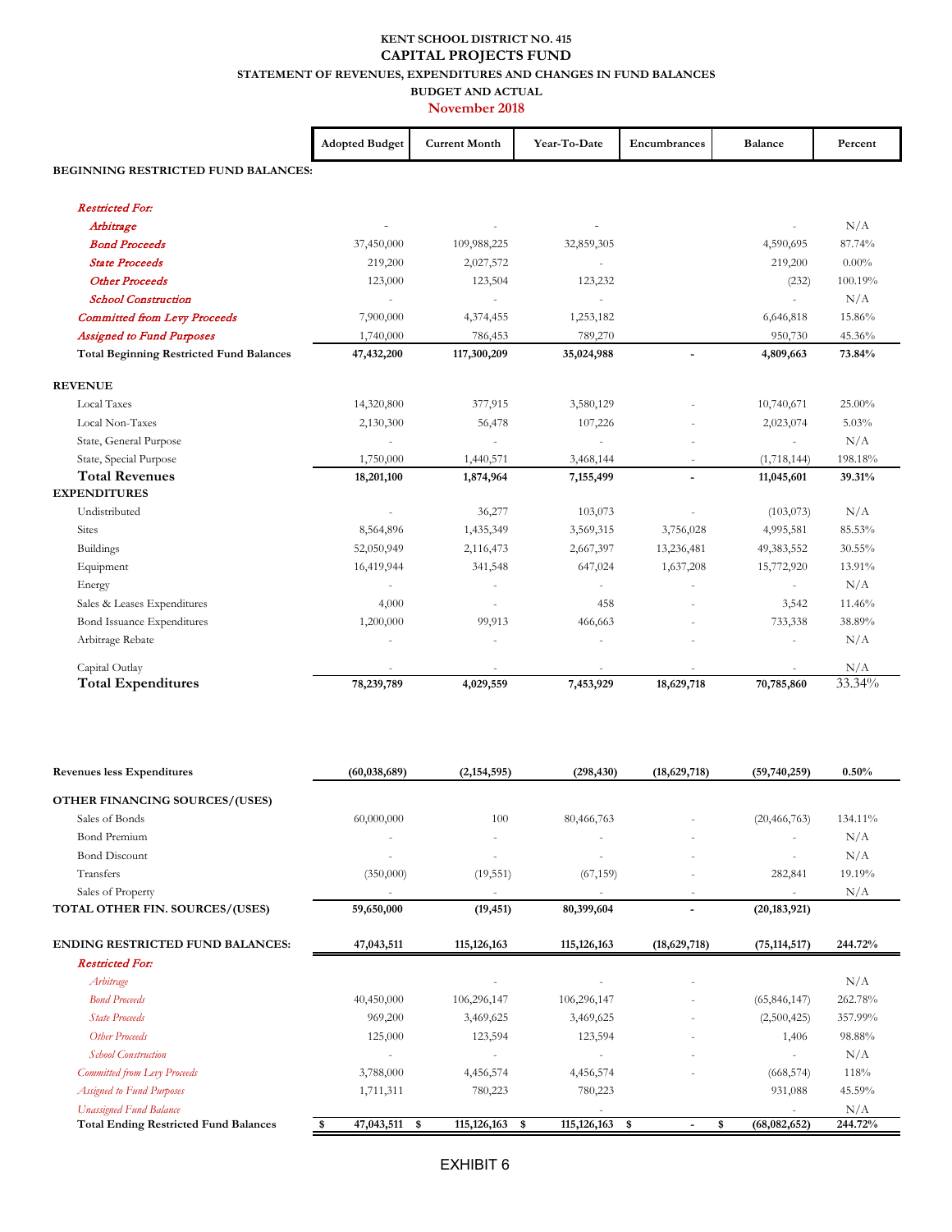**KENT SCHOOL DISTRICT NO. 415**

**CAPITAL PROJECTS FUND**

**STATEMENT OF REVENUES, EXPENDITURES AND CHANGES IN FUND BALANCES**

**BUDGET AND ACTUAL**

**November 2018**

| | Adopted Budget | Current Month | Year-To-Date | Encumbrances | Balance | Percent |
|---|---|---|---|---|---|---|
| **BEGINNING RESTRICTED FUND BALANCES:** | | | | | | |
| *Restricted For:* | | | | | | |
| *Arbitrage* | - | - | - | | - | N/A |
| *Bond Proceeds* | 37,450,000 | 109,988,225 | 32,859,305 | | 4,590,695 | 87.74% |
| *State Proceeds* | 219,200 | 2,027,572 | - | | 219,200 | 0.00% |
| *Other Proceeds* | 123,000 | 123,504 | 123,232 | | (232) | 100.19% |
| *School Construction* | - | - | - | | - | N/A |
| *Committed from Levy Proceeds* | 7,900,000 | 4,374,455 | 1,253,182 | | 6,646,818 | 15.86% |
| *Assigned to Fund Purposes* | 1,740,000 | 786,453 | 789,270 | | 950,730 | 45.36% |
| **Total Beginning Restricted Fund Balances** | **47,432,200** | **117,300,209** | **35,024,988** | **-** | **4,809,663** | **73.84%** |
| **REVENUE** | | | | | | |
| Local Taxes | 14,320,800 | 377,915 | 3,580,129 | - | 10,740,671 | 25.00% |
| Local Non-Taxes | 2,130,300 | 56,478 | 107,226 | - | 2,023,074 | 5.03% |
| State, General Purpose | - | - | - | - | - | N/A |
| State, Special Purpose | 1,750,000 | 1,440,571 | 3,468,144 | - | (1,718,144) | 198.18% |
| **Total Revenues** | **18,201,100** | **1,874,964** | **7,155,499** | **-** | **11,045,601** | **39.31%** |
| **EXPENDITURES** | | | | | | |
| Undistributed | - | 36,277 | 103,073 | - | (103,073) | N/A |
| Sites | 8,564,896 | 1,435,349 | 3,569,315 | 3,756,028 | 4,995,581 | 85.53% |
| Buildings | 52,050,949 | 2,116,473 | 2,667,397 | 13,236,481 | 49,383,552 | 30.55% |
| Equipment | 16,419,944 | 341,548 | 647,024 | 1,637,208 | 15,772,920 | 13.91% |
| Energy | - | - | - | - | - | N/A |
| Sales & Leases Expenditures | 4,000 | - | 458 | - | 3,542 | 11.46% |
| Bond Issuance Expenditures | 1,200,000 | 99,913 | 466,663 | - | 733,338 | 38.89% |
| Arbitrage Rebate | - | - | - | - | - | N/A |
| Capital Outlay | - | - | - | - | - | N/A |
| **Total Expenditures** | **78,239,789** | **4,029,559** | **7,453,929** | **18,629,718** | **70,785,860** | 33.34% |
| **Revenues less Expenditures** | **(60,038,689)** | **(2,154,595)** | **(298,430)** | **(18,629,718)** | **(59,740,259)** | **0.50%** |
| **OTHER FINANCING SOURCES/(USES)** | | | | | | |
| Sales of Bonds | 60,000,000 | 100 | 80,466,763 | - | (20,466,763) | 134.11% |
| Bond Premium | - | - | - | - | - | N/A |
| Bond Discount | - | - | - | - | - | N/A |
| Transfers | (350,000) | (19,551) | (67,159) | - | 282,841 | 19.19% |
| Sales of Property | - | - | - | - | - | N/A |
| **TOTAL OTHER FIN. SOURCES/(USES)** | **59,650,000** | **(19,451)** | **80,399,604** | **-** | **(20,183,921)** | |
| **ENDING RESTRICTED FUND BALANCES:** | **47,043,511** | **115,126,163** | **115,126,163** | **(18,629,718)** | **(75,114,517)** | **244.72%** |
| *Restricted For:* | | | | | | |
| *Arbitrage* | | - | - | - | | N/A |
| *Bond Proceeds* | 40,450,000 | 106,296,147 | 106,296,147 | - | (65,846,147) | 262.78% |
| *State Proceeds* | 969,200 | 3,469,625 | 3,469,625 | - | (2,500,425) | 357.99% |
| *Other Proceeds* | 125,000 | 123,594 | 123,594 | - | 1,406 | 98.88% |
| *School Construction* | - | - | - | - | - | N/A |
| *Committed from Levy Proceeds* | 3,788,000 | 4,456,574 | 4,456,574 | - | (668,574) | 118% |
| *Assigned to Fund Purposes* | 1,711,311 | 780,223 | 780,223 | | 931,088 | 45.59% |
| *Unassigned Fund Balance* | | | - | | - | N/A |
| **Total Ending Restricted Fund Balances** | **$ 47,043,511** | **$ 115,126,163** | **$ 115,126,163** | **$ -** | **$ (68,082,652)** | **244.72%** |

EXHIBIT 6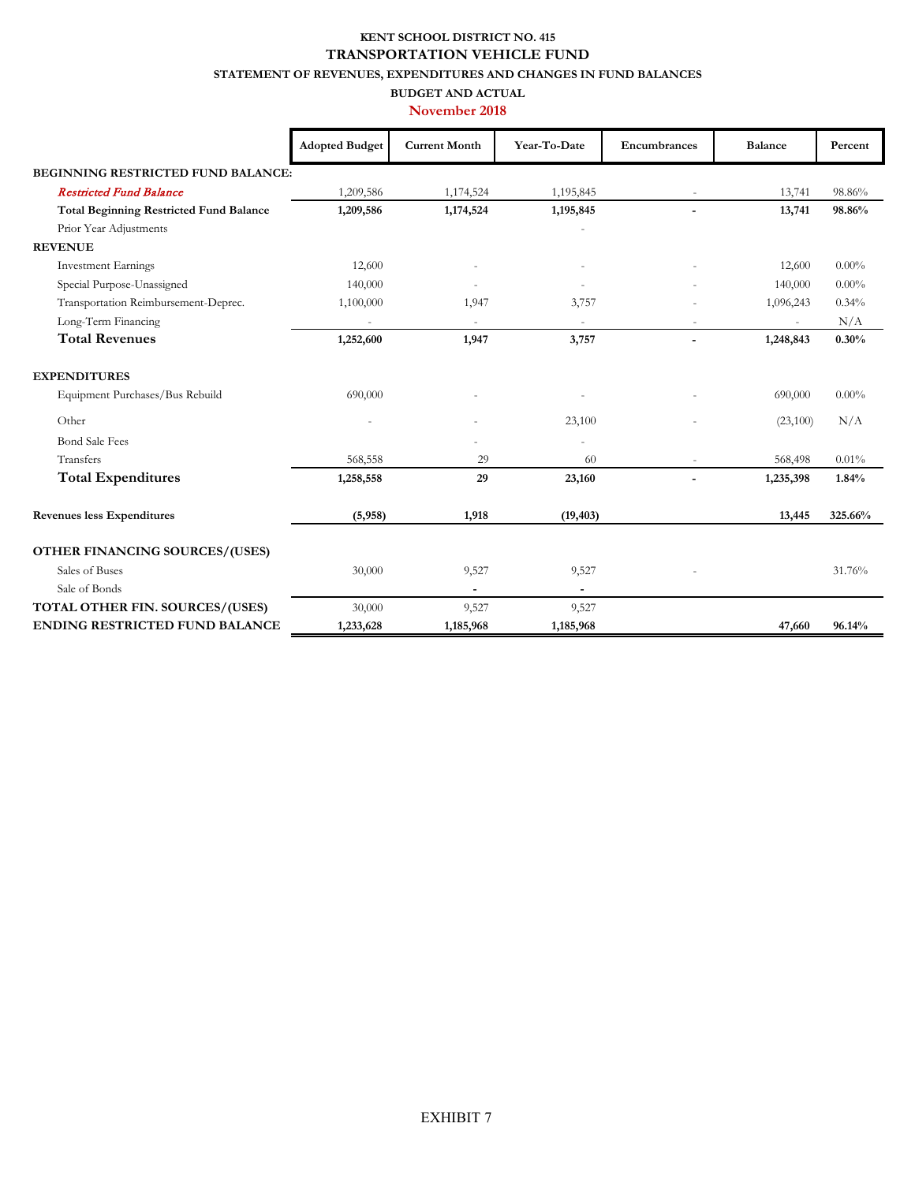**KENT SCHOOL DISTRICT NO. 415**

# TRANSPORTATION VEHICLE FUND

## STATEMENT OF REVENUES, EXPENDITURES AND CHANGES IN FUND BALANCES

### BUDGET AND ACTUAL

### November 2018

| | Adopted Budget | Current Month | Year-To-Date | Encumbrances | Balance | Percent |
|---|---|---|---|---|---|---|
| **BEGINNING RESTRICTED FUND BALANCE:** | | | | | | |
| *Restricted Fund Balance* | 1,209,586 | 1,174,524 | 1,195,845 | - | 13,741 | 98.86% |
| **Total Beginning Restricted Fund Balance** | **1,209,586** | **1,174,524** | **1,195,845** | **-** | **13,741** | **98.86%** |
| Prior Year Adjustments | | | - | | | |
| **REVENUE** | | | | | | |
| Investment Earnings | 12,600 | - | - | - | 12,600 | 0.00% |
| Special Purpose-Unassigned | 140,000 | - | - | - | 140,000 | 0.00% |
| Transportation Reimbursement-Deprec. | 1,100,000 | 1,947 | 3,757 | - | 1,096,243 | 0.34% |
| Long-Term Financing | - | - | - | - | - | N/A |
| **Total Revenues** | **1,252,600** | **1,947** | **3,757** | **-** | **1,248,843** | **0.30%** |
| **EXPENDITURES** | | | | | | |
| Equipment Purchases/Bus Rebuild | 690,000 | - | - | - | 690,000 | 0.00% |
| Other | - | - | 23,100 | - | (23,100) | N/A |
| Bond Sale Fees | | - | - | | | |
| Transfers | 568,558 | 29 | 60 | - | 568,498 | 0.01% |
| **Total Expenditures** | **1,258,558** | **29** | **23,160** | **-** | **1,235,398** | **1.84%** |
| **Revenues less Expenditures** | **(5,958)** | **1,918** | **(19,403)** | | **13,445** | **325.66%** |
| **OTHER FINANCING SOURCES/(USES)** | | | | | | |
| Sales of Buses | 30,000 | 9,527 | 9,527 | - | | 31.76% |
| Sale of Bonds | | - | - | | | |
| **TOTAL OTHER FIN. SOURCES/(USES)** | 30,000 | 9,527 | 9,527 | | | |
| **ENDING RESTRICTED FUND BALANCE** | **1,233,628** | **1,185,968** | **1,185,968** | | **47,660** | **96.14%** |

EXHIBIT 7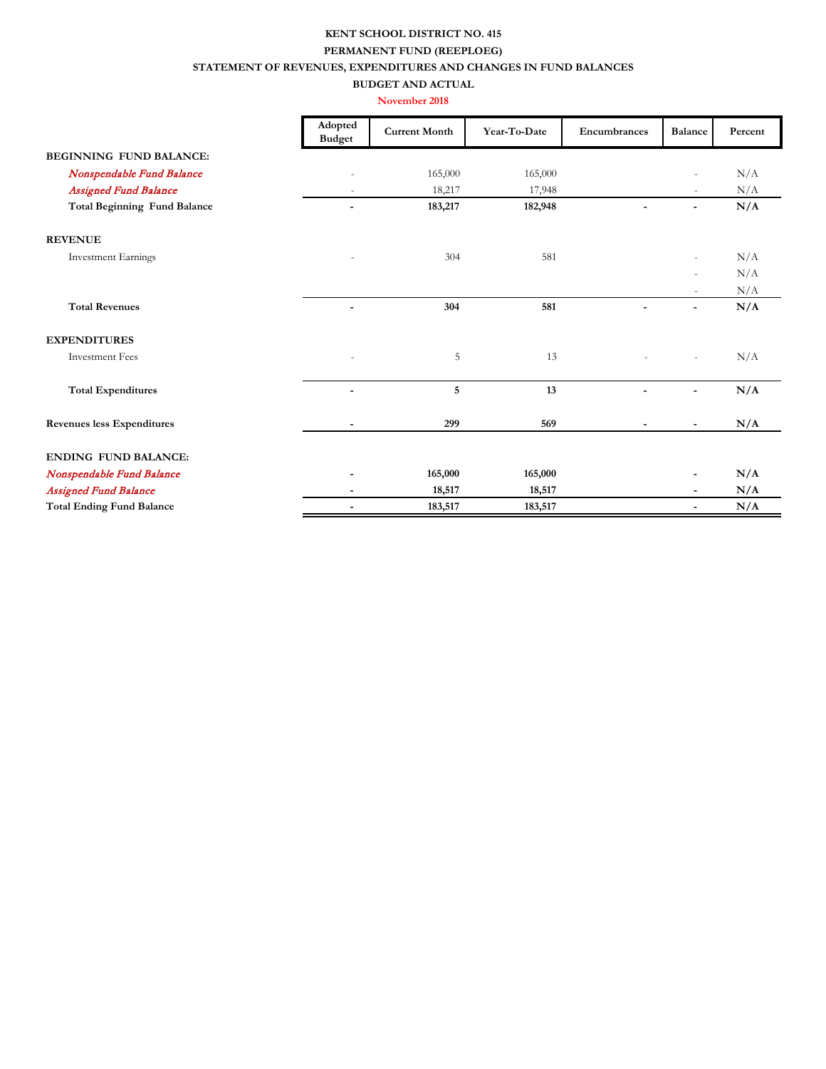**KENT SCHOOL DISTRICT NO. 415**

**PERMANENT FUND (REEPLOEG)**

**STATEMENT OF REVENUES, EXPENDITURES AND CHANGES IN FUND BALANCES**

**BUDGET AND ACTUAL**

**November 2018**

| | Adopted Budget | Current Month | Year-To-Date | Encumbrances | Balance | Percent |
|---|---|---|---|---|---|---|
| **BEGINNING FUND BALANCE:** | | | | | | |
| *Nonspendable Fund Balance* | - | 165,000 | 165,000 | | - | N/A |
| *Assigned Fund Balance* | - | 18,217 | 17,948 | | - | N/A |
| **Total Beginning Fund Balance** | **-** | **183,217** | **182,948** | **-** | **-** | **N/A** |
| **REVENUE** | | | | | | |
| Investment Earnings | - | 304 | 581 | | - | N/A |
| | | | | | - | N/A |
| | | | | | - | N/A |
| **Total Revenues** | **-** | **304** | **581** | **-** | **-** | **N/A** |
| **EXPENDITURES** | | | | | | |
| Investment Fees | - | 5 | 13 | - | - | N/A |
| **Total Expenditures** | **-** | **5** | **13** | **-** | **-** | **N/A** |
| **Revenues less Expenditures** | **-** | **299** | **569** | **-** | **-** | **N/A** |
| **ENDING FUND BALANCE:** | | | | | | |
| *Nonspendable Fund Balance* | **-** | **165,000** | **165,000** | | **-** | **N/A** |
| *Assigned Fund Balance* | **-** | **18,517** | **18,517** | | **-** | **N/A** |
| **Total Ending Fund Balance** | **-** | **183,517** | **183,517** | | **-** | **N/A** |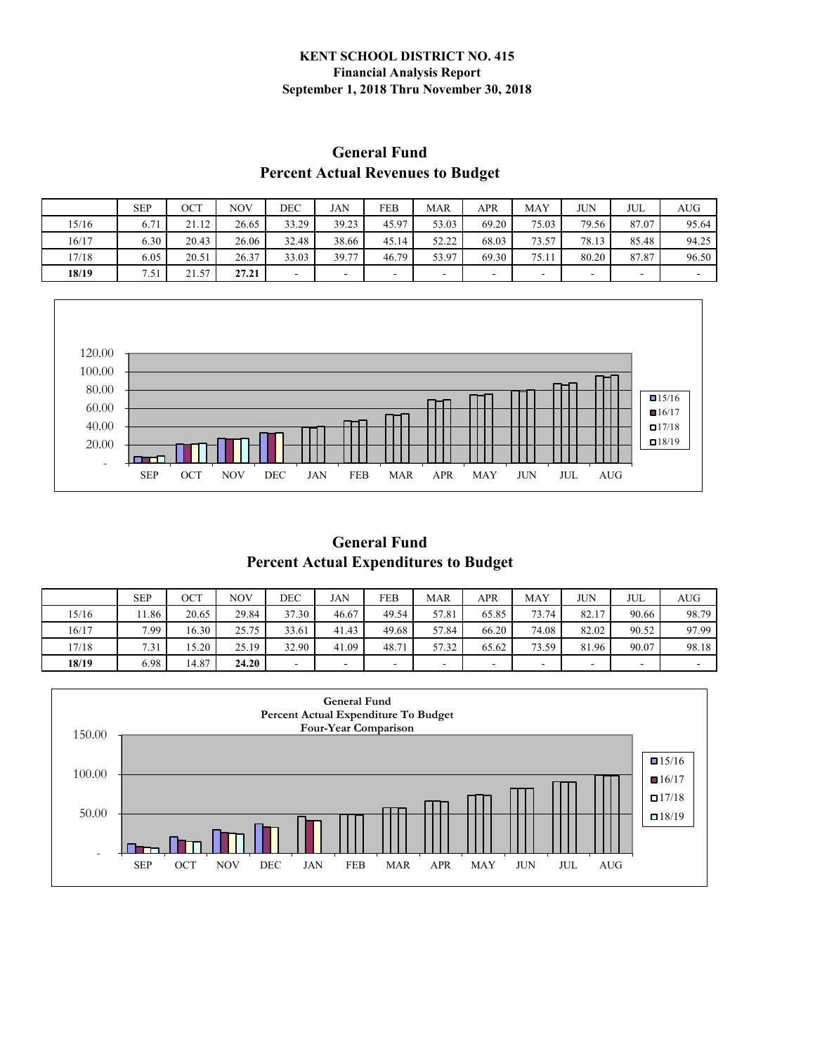**KENT SCHOOL DISTRICT NO. 415**
**Financial Analysis Report**
**September 1, 2018 Thru November 30, 2018**

## General Fund
## Percent Actual Revenues to Budget

| | SEP | OCT | NOV | DEC | JAN | FEB | MAR | APR | MAY | JUN | JUL | AUG |
|---|---|---|---|---|---|---|---|---|---|---|---|---|
| 15/16 | 6.71 | 21.12 | 26.65 | 33.29 | 39.23 | 45.97 | 53.03 | 69.20 | 75.03 | 79.56 | 87.07 | 95.64 |
| 16/17 | 6.30 | 20.43 | 26.06 | 32.48 | 38.66 | 45.14 | 52.22 | 68.03 | 73.57 | 78.13 | 85.48 | 94.25 |
| 17/18 | 6.05 | 20.51 | 26.37 | 33.03 | 39.77 | 46.79 | 53.97 | 69.30 | 75.11 | 80.20 | 87.87 | 96.50 |
| **18/19** | 7.51 | 21.57 | **27.21** | - | - | - | - | - | - | - | - | - |

## General Fund
## Percent Actual Expenditures to Budget

| | SEP | OCT | NOV | DEC | JAN | FEB | MAR | APR | MAY | JUN | JUL | AUG |
|---|---|---|---|---|---|---|---|---|---|---|---|---|
| 15/16 | 11.86 | 20.65 | 29.84 | 37.30 | 46.67 | 49.54 | 57.81 | 65.85 | 73.74 | 82.17 | 90.66 | 98.79 |
| 16/17 | 7.99 | 16.30 | 25.75 | 33.61 | 41.43 | 49.68 | 57.84 | 66.20 | 74.08 | 82.02 | 90.52 | 97.99 |
| 17/18 | 7.31 | 15.20 | 25.19 | 32.90 | 41.09 | 48.71 | 57.32 | 65.62 | 73.59 | 81.96 | 90.07 | 98.18 |
| **18/19** | 6.98 | 14.87 | **24.20** | - | - | - | - | - | - | - | - | - |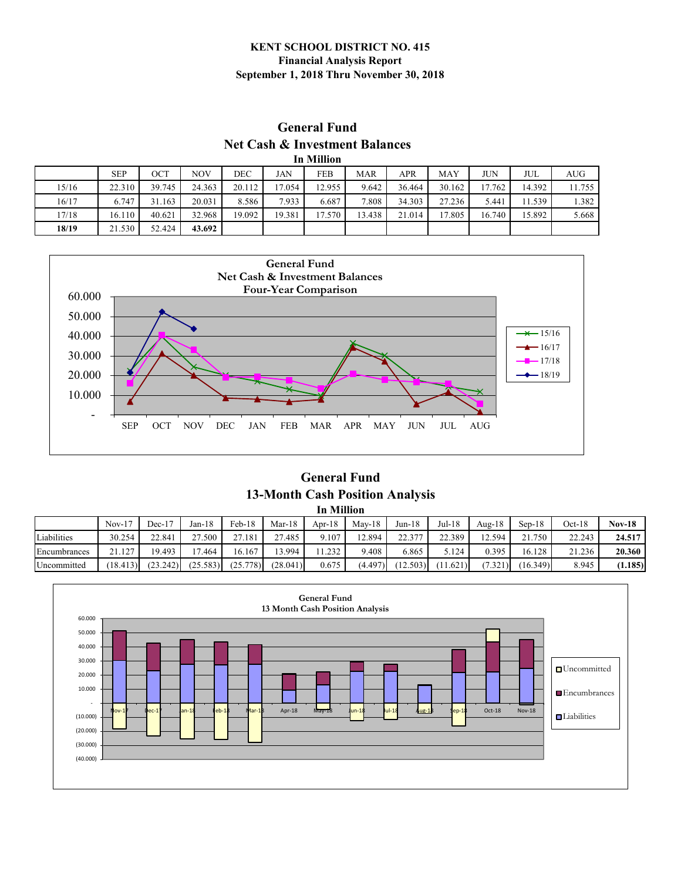**KENT SCHOOL DISTRICT NO. 415**
**Financial Analysis Report**
**September 1, 2018 Thru November 30, 2018**

## General Fund
## Net Cash & Investment Balances
### In Million

| | SEP | OCT | NOV | DEC | JAN | FEB | MAR | APR | MAY | JUN | JUL | AUG |
|---|---|---|---|---|---|---|---|---|---|---|---|---|
| 15/16 | 22.310 | 39.745 | 24.363 | 20.112 | 17.054 | 12.955 | 9.642 | 36.464 | 30.162 | 17.762 | 14.392 | 11.755 |
| 16/17 | 6.747 | 31.163 | 20.031 | 8.586 | 7.933 | 6.687 | 7.808 | 34.303 | 27.236 | 5.441 | 11.539 | 1.382 |
| 17/18 | 16.110 | 40.621 | 32.968 | 19.092 | 19.381 | 17.570 | 13.438 | 21.014 | 17.805 | 16.740 | 15.892 | 5.668 |
| **18/19** | 21.530 | 52.424 | **43.692** | | | | | | | | | |

General Fund
Net Cash & Investment Balances
Four-Year Comparison

## General Fund
## 13-Month Cash Position Analysis
### In Million

| | Nov-17 | Dec-17 | Jan-18 | Feb-18 | Mar-18 | Apr-18 | May-18 | Jun-18 | Jul-18 | Aug-18 | Sep-18 | Oct-18 | **Nov-18** |
|---|---|---|---|---|---|---|---|---|---|---|---|---|---|
| Liabilities | 30.254 | 22.841 | 27.500 | 27.181 | 27.485 | 9.107 | 12.894 | 22.377 | 22.389 | 12.594 | 21.750 | 22.243 | **24.517** |
| Encumbrances | 21.127 | 19.493 | 17.464 | 16.167 | 13.994 | 11.232 | 9.408 | 6.865 | 5.124 | 0.395 | 16.128 | 21.236 | **20.360** |
| Uncommitted | (18.413) | (23.242) | (25.583) | (25.778) | (28.041) | 0.675 | (4.497) | (12.503) | (11.621) | (7.321) | (16.349) | 8.945 | **(1.185)** |

General Fund
13 Month Cash Position Analysis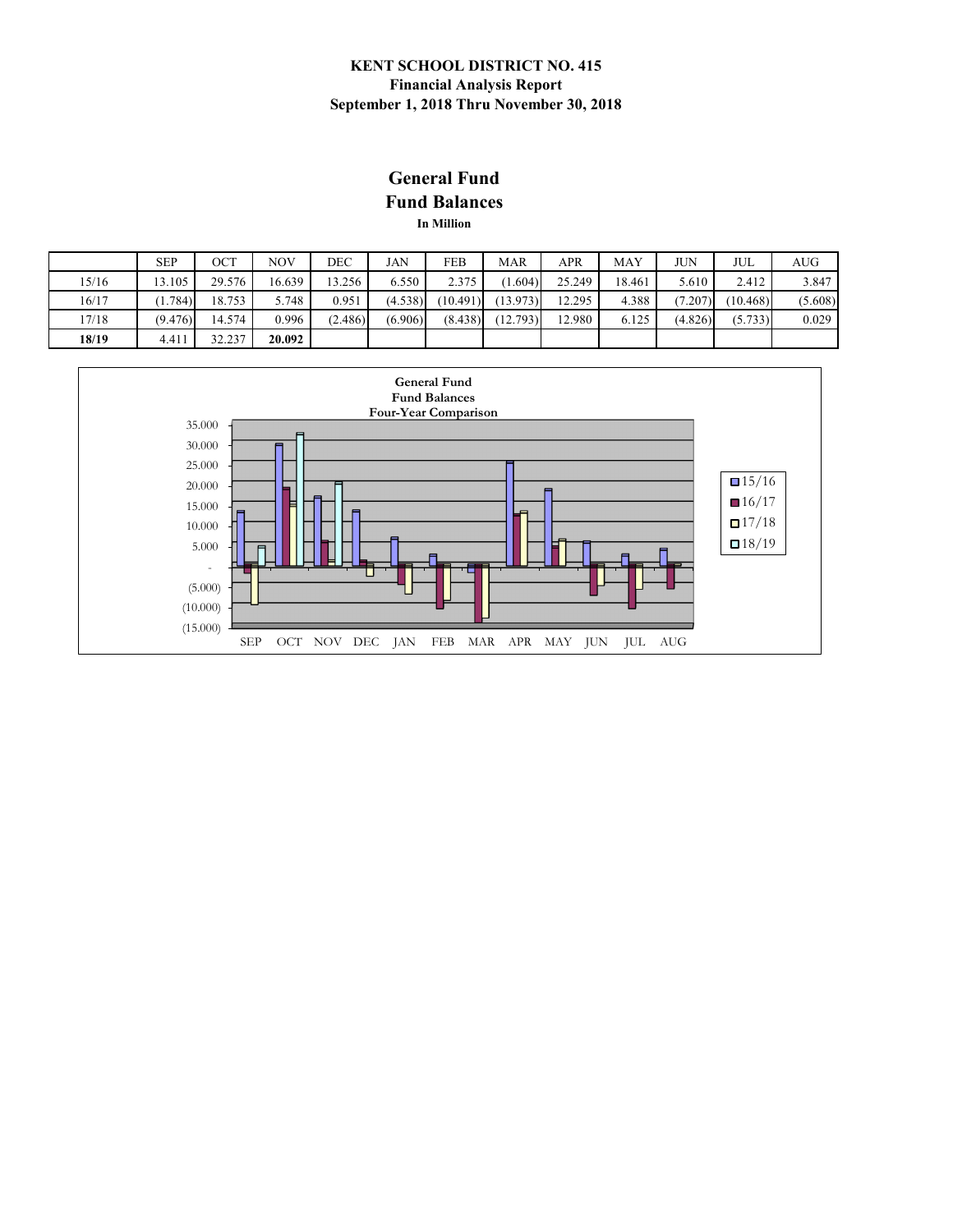**KENT SCHOOL DISTRICT NO. 415**
**Financial Analysis Report**
**September 1, 2018 Thru November 30, 2018**

## General Fund
## Fund Balances

**In Million**

| | SEP | OCT | NOV | DEC | JAN | FEB | MAR | APR | MAY | JUN | JUL | AUG |
|---|---|---|---|---|---|---|---|---|---|---|---|---|
| 15/16 | 13.105 | 29.576 | 16.639 | 13.256 | 6.550 | 2.375 | (1.604) | 25.249 | 18.461 | 5.610 | 2.412 | 3.847 |
| 16/17 | (1.784) | 18.753 | 5.748 | 0.951 | (4.538) | (10.491) | (13.973) | 12.295 | 4.388 | (7.207) | (10.468) | (5.608) |
| 17/18 | (9.476) | 14.574 | 0.996 | (2.486) | (6.906) | (8.438) | (12.793) | 12.980 | 6.125 | (4.826) | (5.733) | 0.029 |
| **18/19** | 4.411 | 32.237 | **20.092** | | | | | | | | | |

General Fund
Fund Balances
Four-Year Comparison

35.000
30.000
25.000
20.000
15.000
10.000
5.000
-
(5.000)
(10.000)
(15.000)

SEP OCT NOV DEC JAN FEB MAR APR MAY JUN JUL AUG

15/16
16/17
17/18
18/19